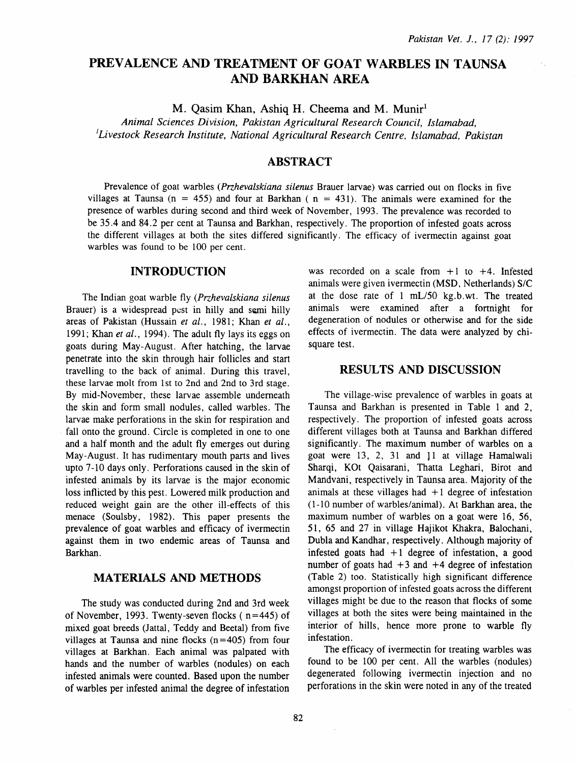# PREVALENCE AND TREATMENT OF GOAT WARBLES IN TAUNSA AND BARKHAN AREA

M. Qasim Khan, Ashiq H. Cheema and M. Munir[1]

*Animal Sciences Division, Pakistan Agricultural Research Council, Islamabad,*
*[1]Livestock Research Institute, National Agricultural Research Centre, Islamabad, Pakistan*

## ABSTRACT

Prevalence of goat warbles (*Przhevalskiana silenus* Brauer larvae) was carried out on flocks in five villages at Taunsa (n = 455) and four at Barkhan ( n = 431). The animals were examined for the presence of warbles during second and third week of November, 1993. The prevalence was recorded to be 35.4 and 84.2 per cent at Taunsa and Barkhan, respectively. The proportion of infested goats across the different villages at both the sites differed significantly. The efficacy of ivermectin against goat warbles was found to be 100 per cent.

## INTRODUCTION

The Indian goat warble fly (*Przhevalskiana silenus* Brauer) is a widespread pest in hilly and semi hilly areas of Pakistan (Hussain *et al.*, 1981; Khan *et al.*, 1991; Khan *et al.*, 1994). The adult fly lays its eggs on goats during May-August. After hatching, the larvae penetrate into the skin through hair follicles and start travelling to the back of animal. During this travel, these larvae molt from 1st to 2nd and 2nd to 3rd stage. By mid-November, these larvae assemble underneath the skin and form small nodules, called warbles. The larvae make perforations in the skin for respiration and fall onto the ground. Circle is completed in one to one and a half month and the adult fly emerges out during May-August. It has rudimentary mouth parts and lives upto 7-10 days only. Perforations caused in the skin of infested animals by its larvae is the major economic loss inflicted by this pest. Lowered milk production and reduced weight gain are the other ill-effects of this menace (Soulsby, 1982). This paper presents the prevalence of goat warbles and efficacy of ivermectin against them in two endemic areas of Taunsa and Barkhan.

## MATERIALS AND METHODS

The study was conducted during 2nd and 3rd week of November, 1993. Twenty-seven flocks ( n=445) of mixed goat breeds (Jattal, Teddy and Beetal) from five villages at Taunsa and nine flocks (n=405) from four villages at Barkhan. Each animal was palpated with hands and the number of warbles (nodules) on each infested animals were counted. Based upon the number of warbles per infested animal the degree of infestation was recorded on a scale from +1 to +4. Infested animals were given ivermectin (MSD, Netherlands) S/C at the dose rate of 1 mL/50 kg.b.wt. The treated animals were examined after a fortnight for degeneration of nodules or otherwise and for the side effects of ivermectin. The data were analyzed by chi-square test.

## RESULTS AND DISCUSSION

The village-wise prevalence of warbles in goats at Taunsa and Barkhan is presented in Table 1 and 2, respectively. The proportion of infested goats across different villages both at Taunsa and Barkhan differed significantly. The maximum number of warbles on a goat were 13, 2, 31 and 11 at village Hamalwali Sharqi, KOt Qaisarani, Thatta Leghari, Birot and Mandvani, respectively in Taunsa area. Majority of the animals at these villages had +1 degree of infestation (1-10 number of warbles/animal). At Barkhan area, the maximum number of warbles on a goat were 16, 56, 51, 65 and 27 in village Hajikot Khakra, Balochani, Dubla and Kandhar, respectively. Although majority of infested goats had +1 degree of infestation, a good number of goats had +3 and +4 degree of infestation (Table 2) too. Statistically high significant difference amongst proportion of infested goats across the different villages might be due to the reason that flocks of some villages at both the sites were being maintained in the interior of hills, hence more prone to warble fly infestation.

The efficacy of ivermectin for treating warbles was found to be 100 per cent. All the warbles (nodules) degenerated following ivermectin injection and no perforations in the skin were noted in any of the treated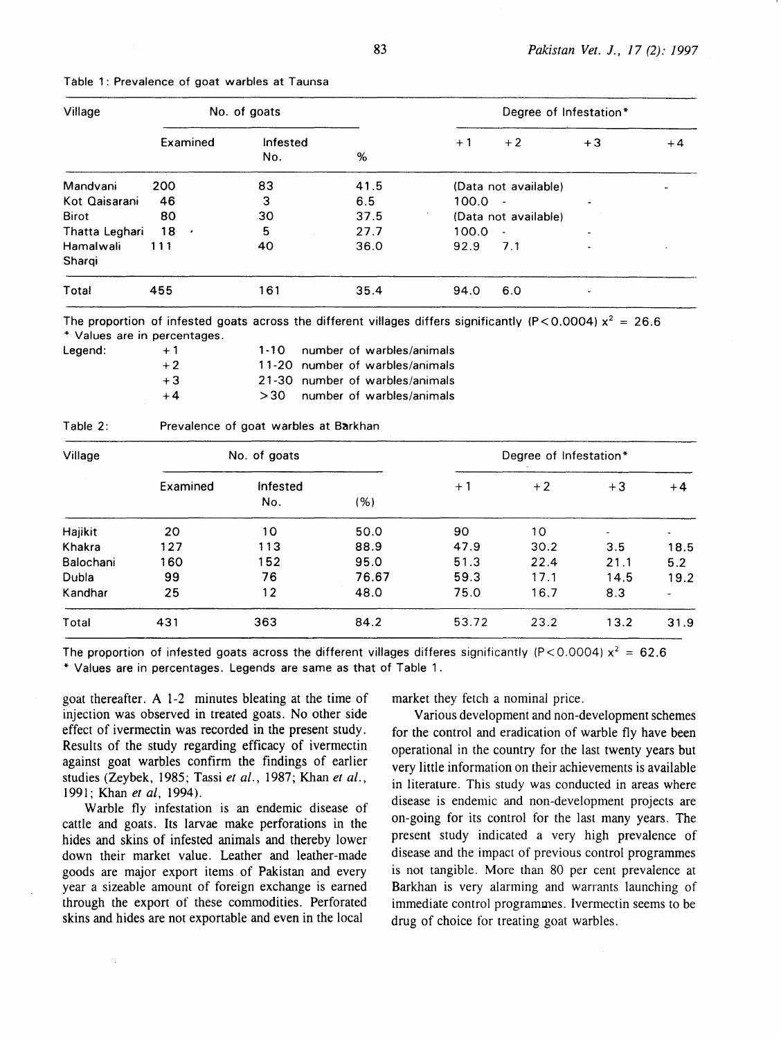Table 1: Prevalence of goat warbles at Taunsa

| Village | No. of goats | | | Degree of Infestation* | | | |
|---|---|---|---|---|---|---|---|
| | Examined | Infested No. | % | +1 | +2 | +3 | +4 |
| Mandvani | 200 | 83 | 41.5 | (Data not available) | | | - |
| Kot Qaisarani | 46 | 3 | 6.5 | 100.0 | - | - | |
| Birot | 80 | 30 | 37.5 | (Data not available) | | | |
| Thatta Leghari | 18 | 5 | 27.7 | 100.0 | - | - | |
| Hamalwali Sharqi | 111 | 40 | 36.0 | 92.9 | 7.1 | - | - |
| Total | 455 | 161 | 35.4 | 94.0 | 6.0 | - | |

The proportion of infested goats across the different villages differs significantly (P<0.0004) $x^2$ = 26.6
* Values are in percentages.

Legend:
+1 1-10 number of warbles/animals
+2 11-20 number of warbles/animals
+3 21-30 number of warbles/animals
+4 >30 number of warbles/animals

Table 2: Prevalence of goat warbles at Barkhan

| Village | No. of goats | | | Degree of Infestation* | | | |
|---|---|---|---|---|---|---|---|
| | Examined | Infested No. | (%) | +1 | +2 | +3 | +4 |
| Hajikit | 20 | 10 | 50.0 | 90 | 10 | - | - |
| Khakra | 127 | 113 | 88.9 | 47.9 | 30.2 | 3.5 | 18.5 |
| Balochani | 160 | 152 | 95.0 | 51.3 | 22.4 | 21.1 | 5.2 |
| Dubla | 99 | 76 | 76.67 | 59.3 | 17.1 | 14.5 | 19.2 |
| Kandhar | 25 | 12 | 48.0 | 75.0 | 16.7 | 8.3 | - |
| Total | 431 | 363 | 84.2 | 53.72 | 23.2 | 13.2 | 31.9 |

The proportion of infested goats across the different villages differes significantly (P<0.0004) $x^2$ = 62.6
* Values are in percentages. Legends are same as that of Table 1.

goat thereafter. A 1-2 minutes bleating at the time of injection was observed in treated goats. No other side effect of ivermectin was recorded in the present study. Results of the study regarding efficacy of ivermectin against goat warbles confirm the findings of earlier studies (Zeybek, 1985; Tassi *et al.*, 1987; Khan *et al.*, 1991; Khan *et al*, 1994).

Warble fly infestation is an endemic disease of cattle and goats. Its larvae make perforations in the hides and skins of infested animals and thereby lower down their market value. Leather and leather-made goods are major export items of Pakistan and every year a sizeable amount of foreign exchange is earned through the export of these commodities. Perforated skins and hides are not exportable and even in the local market they fetch a nominal price.

Various development and non-development schemes for the control and eradication of warble fly have been operational in the country for the last twenty years but very little information on their achievements is available in literature. This study was conducted in areas where disease is endemic and non-development projects are on-going for its control for the last many years. The present study indicated a very high prevalence of disease and the impact of previous control programmes is not tangible. More than 80 per cent prevalence at Barkhan is very alarming and warrants launching of immediate control programmes. Ivermectin seems to be drug of choice for treating goat warbles.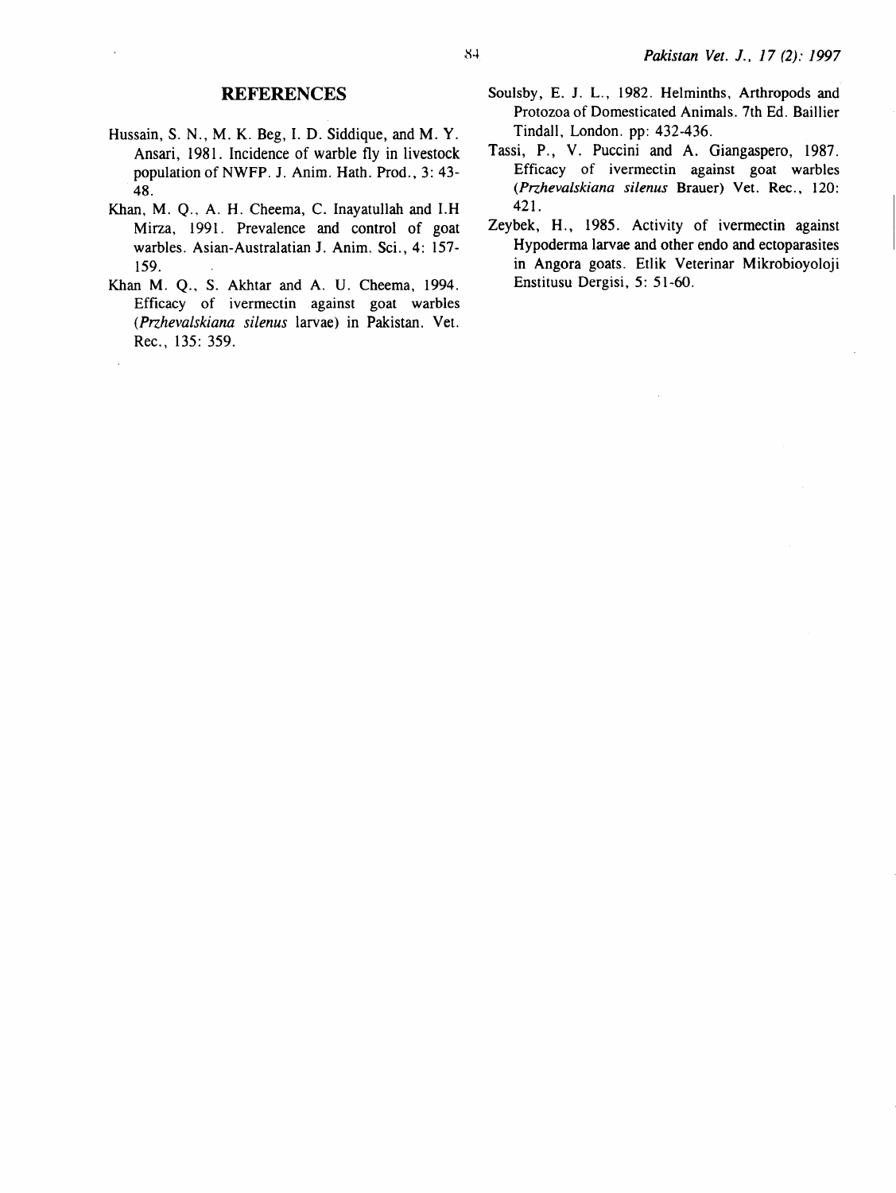## REFERENCES

Hussain, S. N., M. K. Beg, I. D. Siddique, and M. Y. Ansari, 1981. Incidence of warble fly in livestock population of NWFP. J. Anim. Hath. Prod., 3: 43-48.

Khan, M. Q., A. H. Cheema, C. Inayatullah and I.H Mirza, 1991. Prevalence and control of goat warbles. Asian-Australatian J. Anim. Sci., 4: 157-159.

Khan M. Q., S. Akhtar and A. U. Cheema, 1994. Efficacy of ivermectin against goat warbles (*Przhevalskiana silenus* larvae) in Pakistan. Vet. Rec., 135: 359.

Soulsby, E. J. L., 1982. Helminths, Arthropods and Protozoa of Domesticated Animals. 7th Ed. Baillier Tindall, London. pp: 432-436.

Tassi, P., V. Puccini and A. Giangaspero, 1987. Efficacy of ivermectin against goat warbles (*Przhevalskiana silenus* Brauer) Vet. Rec., 120: 421.

Zeybek, H., 1985. Activity of ivermectin against Hypoderma larvae and other endo and ectoparasites in Angora goats. Etlik Veterinar Mikrobioyoloji Enstitusu Dergisi, 5: 51-60.